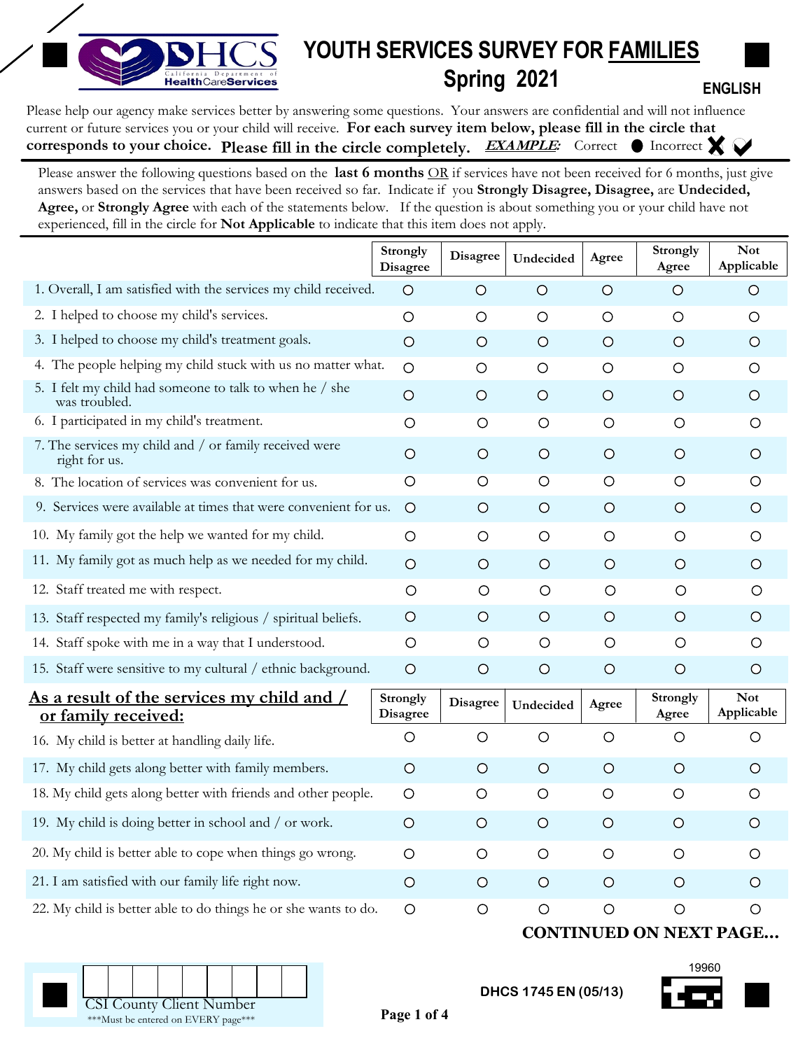# YOUTH SERVICES SURVEY FOR FAMILIES

## Spring 2021

**ENGLISH**

Please help our agency make services better by answering some questions. Your answers are confidential and will not influence current or future services you or your child will receive. **For each survey item below, please fill in the circle that corresponds to your choice. Please fill in the circle completely.** ***EXAMPLE:*** Correct ● Incorrect ✘ ✔

Please answer the following questions based on the **last 6 months** OR if services have not been received for 6 months, just give answers based on the services that have been received so far. Indicate if you **Strongly Disagree, Disagree,** are **Undecided, Agree,** or **Strongly Agree** with each of the statements below. If the question is about something you or your child have not experienced, fill in the circle for **Not Applicable** to indicate that this item does not apply.

| | Strongly Disagree | Disagree | Undecided | Agree | Strongly Agree | Not Applicable |
|---|---|---|---|---|---|---|
| 1. Overall, I am satisfied with the services my child received. | ○ | ○ | ○ | ○ | ○ | ○ |
| 2. I helped to choose my child's services. | ○ | ○ | ○ | ○ | ○ | ○ |
| 3. I helped to choose my child's treatment goals. | ○ | ○ | ○ | ○ | ○ | ○ |
| 4. The people helping my child stuck with us no matter what. | ○ | ○ | ○ | ○ | ○ | ○ |
| 5. I felt my child had someone to talk to when he / she was troubled. | ○ | ○ | ○ | ○ | ○ | ○ |
| 6. I participated in my child's treatment. | ○ | ○ | ○ | ○ | ○ | ○ |
| 7. The services my child and / or family received were right for us. | ○ | ○ | ○ | ○ | ○ | ○ |
| 8. The location of services was convenient for us. | ○ | ○ | ○ | ○ | ○ | ○ |
| 9. Services were available at times that were convenient for us. | ○ | ○ | ○ | ○ | ○ | ○ |
| 10. My family got the help we wanted for my child. | ○ | ○ | ○ | ○ | ○ | ○ |
| 11. My family got as much help as we needed for my child. | ○ | ○ | ○ | ○ | ○ | ○ |
| 12. Staff treated me with respect. | ○ | ○ | ○ | ○ | ○ | ○ |
| 13. Staff respected my family's religious / spiritual beliefs. | ○ | ○ | ○ | ○ | ○ | ○ |
| 14. Staff spoke with me in a way that I understood. | ○ | ○ | ○ | ○ | ○ | ○ |
| 15. Staff were sensitive to my cultural / ethnic background. | ○ | ○ | ○ | ○ | ○ | ○ |

| **As a result of the services my child and / or family received:** | Strongly Disagree | Disagree | Undecided | Agree | Strongly Agree | Not Applicable |
|---|---|---|---|---|---|---|
| 16. My child is better at handling daily life. | ○ | ○ | ○ | ○ | ○ | ○ |
| 17. My child gets along better with family members. | ○ | ○ | ○ | ○ | ○ | ○ |
| 18. My child gets along better with friends and other people. | ○ | ○ | ○ | ○ | ○ | ○ |
| 19. My child is doing better in school and / or work. | ○ | ○ | ○ | ○ | ○ | ○ |
| 20. My child is better able to cope when things go wrong. | ○ | ○ | ○ | ○ | ○ | ○ |
| 21. I am satisfied with our family life right now. | ○ | ○ | ○ | ○ | ○ | ○ |
| 22. My child is better able to do things he or she wants to do. | ○ | ○ | ○ | ○ | ○ | ○ |

**CONTINUED ON NEXT PAGE...**

CSI County Client Number

***Must be entered on EVERY page***

DHCS 1745 EN (05/13)

19960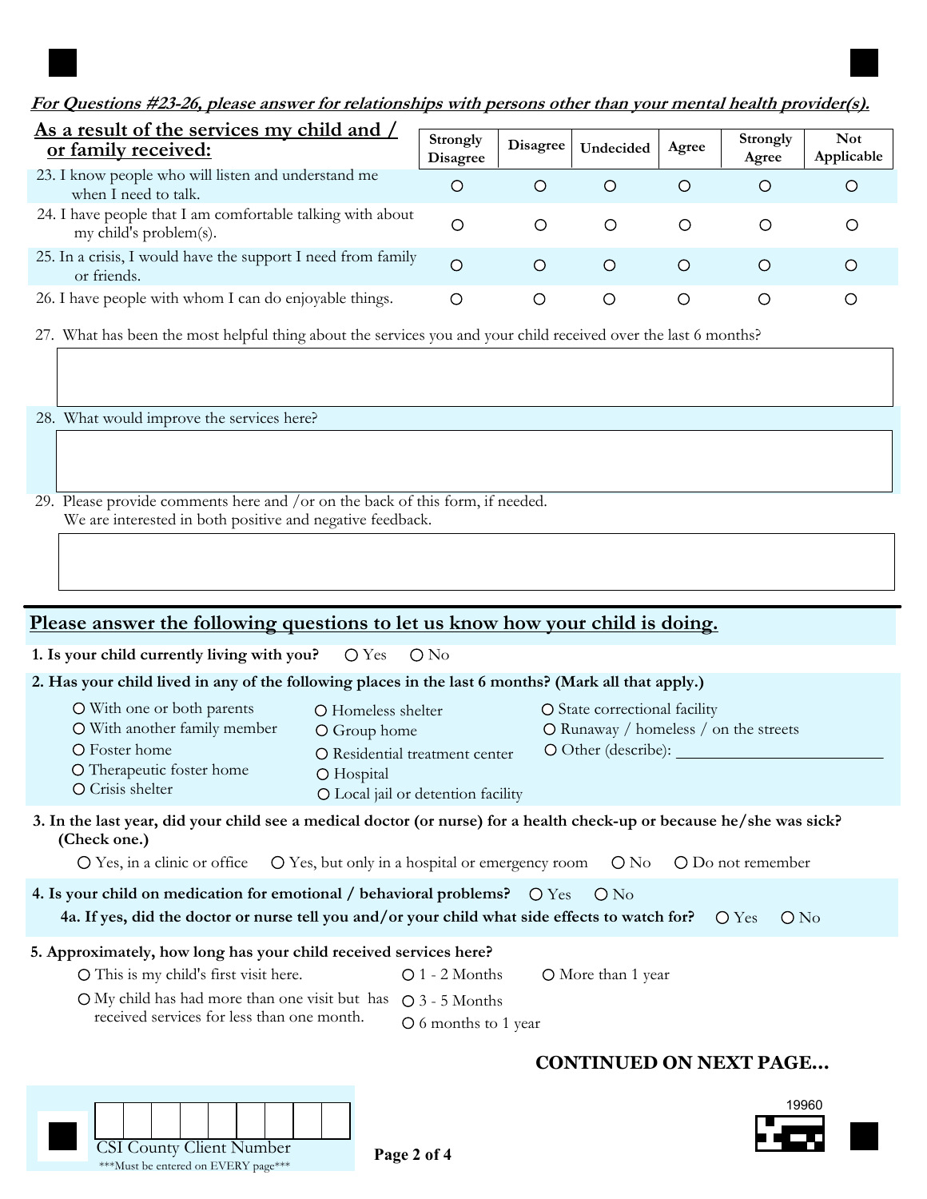***For Questions #23-26, please answer for relationships with persons other than your mental health provider(s).***

| As a result of the services my child and / or family received: | Strongly Disagree | Disagree | Undecided | Agree | Strongly Agree | Not Applicable |
|---|---|---|---|---|---|---|
| 23. I know people who will listen and understand me when I need to talk. | ○ | ○ | ○ | ○ | ○ | ○ |
| 24. I have people that I am comfortable talking with about my child's problem(s). | ○ | ○ | ○ | ○ | ○ | ○ |
| 25. In a crisis, I would have the support I need from family or friends. | ○ | ○ | ○ | ○ | ○ | ○ |
| 26. I have people with whom I can do enjoyable things. | ○ | ○ | ○ | ○ | ○ | ○ |

27. What has been the most helpful thing about the services you and your child received over the last 6 months?

28. What would improve the services here?

29. Please provide comments here and /or on the back of this form, if needed.
We are interested in both positive and negative feedback.

## Please answer the following questions to let us know how your child is doing.

**1. Is your child currently living with you?** ○ Yes ○ No

**2. Has your child lived in any of the following places in the last 6 months? (Mark all that apply.)**

- ○ With one or both parents
- ○ With another family member
- ○ Foster home
- ○ Therapeutic foster home
- ○ Crisis shelter
- ○ Homeless shelter
- ○ Group home
- ○ Residential treatment center
- ○ Hospital
- ○ Local jail or detention facility
- ○ State correctional facility
- ○ Runaway / homeless / on the streets
- ○ Other (describe): ____________________

**3. In the last year, did your child see a medical doctor (or nurse) for a health check-up or because he/she was sick? (Check one.)**

○ Yes, in a clinic or office ○ Yes, but only in a hospital or emergency room ○ No ○ Do not remember

**4. Is your child on medication for emotional / behavioral problems?** ○ Yes ○ No

**4a. If yes, did the doctor or nurse tell you and/or your child what side effects to watch for?** ○ Yes ○ No

**5. Approximately, how long has your child received services here?**

- ○ This is my child's first visit here.
- ○ My child has had more than one visit but has received services for less than one month.
- ○ 1 - 2 Months
- ○ 3 - 5 Months
- ○ 6 months to 1 year
- ○ More than 1 year

**CONTINUED ON NEXT PAGE...**

CSI County Client Number
***Must be entered on EVERY page***

19960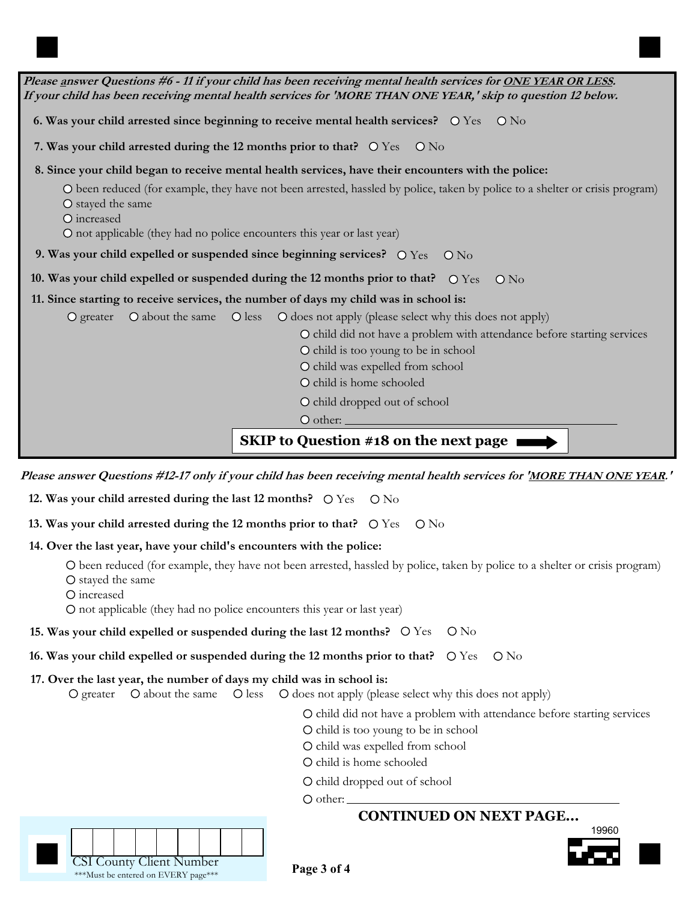***Please answer Questions #6 - 11 if your child has been receiving mental health services for ONE YEAR OR LESS. If your child has been receiving mental health services for 'MORE THAN ONE YEAR,' skip to question 12 below.***

**6. Was your child arrested since beginning to receive mental health services?** ○ Yes ○ No

**7. Was your child arrested during the 12 months prior to that?** ○ Yes ○ No

**8. Since your child began to receive mental health services, have their encounters with the police:**

- ○ been reduced (for example, they have not been arrested, hassled by police, taken by police to a shelter or crisis program)
- ○ stayed the same
- ○ increased
- ○ not applicable (they had no police encounters this year or last year)

**9. Was your child expelled or suspended since beginning services?** ○ Yes ○ No

**10. Was your child expelled or suspended during the 12 months prior to that?** ○ Yes ○ No

**11. Since starting to receive services, the number of days my child was in school is:**

○ greater ○ about the same ○ less ○ does not apply (please select why this does not apply)

- ○ child did not have a problem with attendance before starting services
- ○ child is too young to be in school
- ○ child was expelled from school
- ○ child is home schooled
- ○ child dropped out of school
- ○ other: ______________________________

**SKIP to Question #18 on the next page →**

***Please answer Questions #12-17 only if your child has been receiving mental health services for 'MORE THAN ONE YEAR.'***

**12. Was your child arrested during the last 12 months?** ○ Yes ○ No

**13. Was your child arrested during the 12 months prior to that?** ○ Yes ○ No

**14. Over the last year, have your child's encounters with the police:**

- ○ been reduced (for example, they have not been arrested, hassled by police, taken by police to a shelter or crisis program)
- ○ stayed the same
- ○ increased
- ○ not applicable (they had no police encounters this year or last year)

**15. Was your child expelled or suspended during the last 12 months?** ○ Yes ○ No

**16. Was your child expelled or suspended during the 12 months prior to that?** ○ Yes ○ No

**17. Over the last year, the number of days my child was in school is:**

○ greater ○ about the same ○ less ○ does not apply (please select why this does not apply)

- ○ child did not have a problem with attendance before starting services
- ○ child is too young to be in school
- ○ child was expelled from school
- ○ child is home schooled
- ○ child dropped out of school
- ○ other: ______________________________

**CONTINUED ON NEXT PAGE...**

CSI County Client Number

***Must be entered on EVERY page***

19960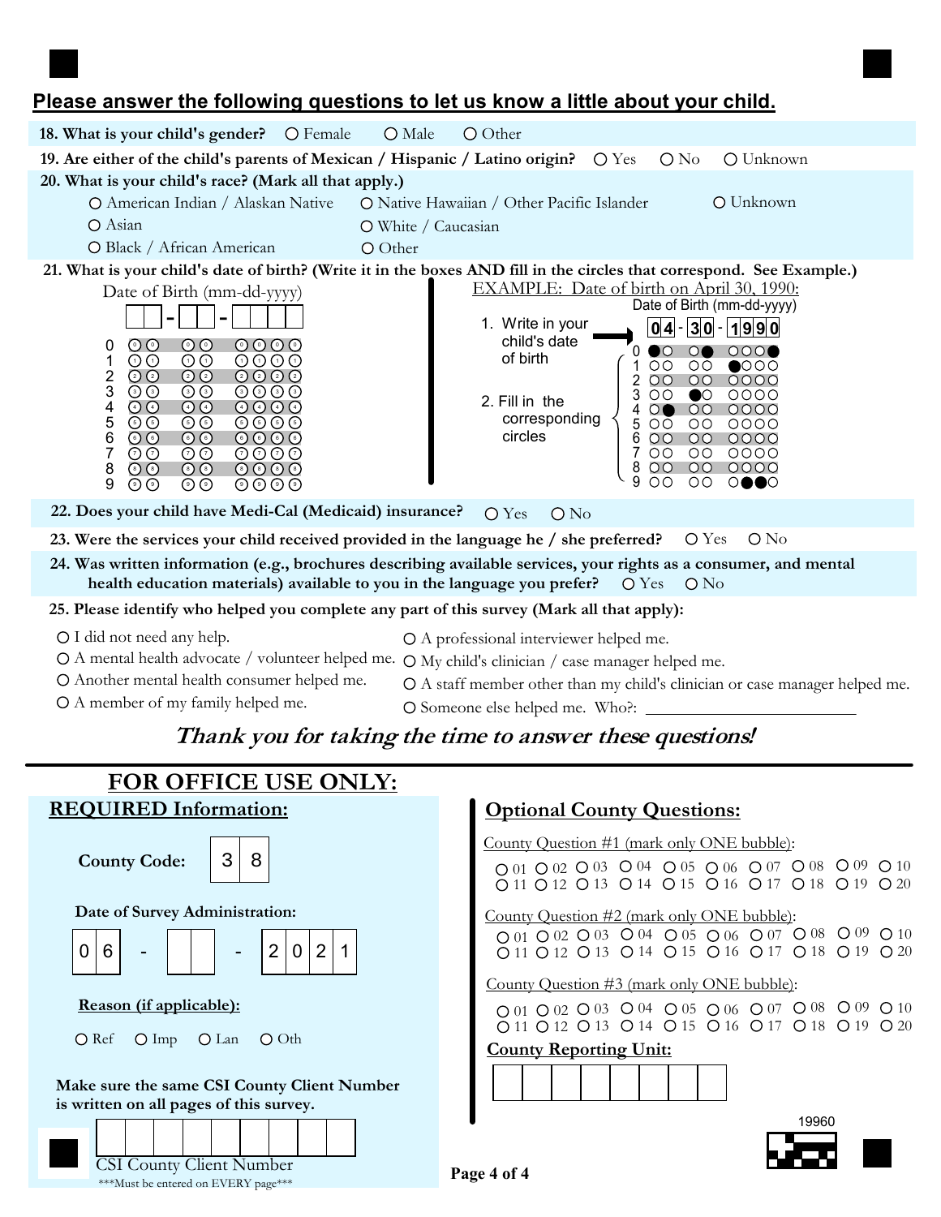## Please answer the following questions to let us know a little about your child.

**18. What is your child's gender?** ○ Female ○ Male ○ Other

**19. Are either of the child's parents of Mexican / Hispanic / Latino origin?** ○ Yes ○ No ○ Unknown

**20. What is your child's race? (Mark all that apply.)**

- ○ American Indian / Alaskan Native
- ○ Asian
- ○ Black / African American
- ○ Native Hawaiian / Other Pacific Islander
- ○ White / Caucasian
- ○ Other
- ○ Unknown

**21. What is your child's date of birth? (Write it in the boxes AND fill in the circles that correspond. See Example.)**

Date of Birth (mm-dd-yyyy)

☐☐ - ☐☐ - ☐☐☐☐

0–9 bubble grid for each digit

EXAMPLE: Date of birth on April 30, 1990:

Date of Birth (mm-dd-yyyy)

1. Write in your child's date of birth → 04 - 30 - 1990
2. Fill in the corresponding circles

**22. Does your child have Medi-Cal (Medicaid) insurance?** ○ Yes ○ No

**23. Were the services your child received provided in the language he / she preferred?** ○ Yes ○ No

**24. Was written information (e.g., brochures describing available services, your rights as a consumer, and mental health education materials) available to you in the language you prefer?** ○ Yes ○ No

**25. Please identify who helped you complete any part of this survey (Mark all that apply):**

- ○ I did not need any help.
- ○ A mental health advocate / volunteer helped me.
- ○ Another mental health consumer helped me.
- ○ A member of my family helped me.
- ○ A professional interviewer helped me.
- ○ My child's clinician / case manager helped me.
- ○ A staff member other than my child's clinician or case manager helped me.
- ○ Someone else helped me. Who?: ________________

***Thank you for taking the time to answer these questions!***

## FOR OFFICE USE ONLY:

### REQUIRED Information:

**County Code:** 3 8

**Date of Survey Administration:** 0 6 - ☐☐ - 2 0 2 1

**Reason (if applicable):**

○ Ref ○ Imp ○ Lan ○ Oth

**Make sure the same CSI County Client Number is written on all pages of this survey.**

☐☐☐☐☐☐☐☐☐

CSI County Client Number

***Must be entered on EVERY page***

### Optional County Questions:

County Question #1 (mark only ONE bubble):

○ 01 ○ 02 ○ 03 ○ 04 ○ 05 ○ 06 ○ 07 ○ 08 ○ 09 ○ 10
○ 11 ○ 12 ○ 13 ○ 14 ○ 15 ○ 16 ○ 17 ○ 18 ○ 19 ○ 20

County Question #2 (mark only ONE bubble):

○ 01 ○ 02 ○ 03 ○ 04 ○ 05 ○ 06 ○ 07 ○ 08 ○ 09 ○ 10
○ 11 ○ 12 ○ 13 ○ 14 ○ 15 ○ 16 ○ 17 ○ 18 ○ 19 ○ 20

County Question #3 (mark only ONE bubble):

○ 01 ○ 02 ○ 03 ○ 04 ○ 05 ○ 06 ○ 07 ○ 08 ○ 09 ○ 10
○ 11 ○ 12 ○ 13 ○ 14 ○ 15 ○ 16 ○ 17 ○ 18 ○ 19 ○ 20

**County Reporting Unit:**

☐☐☐☐☐☐☐☐

19960